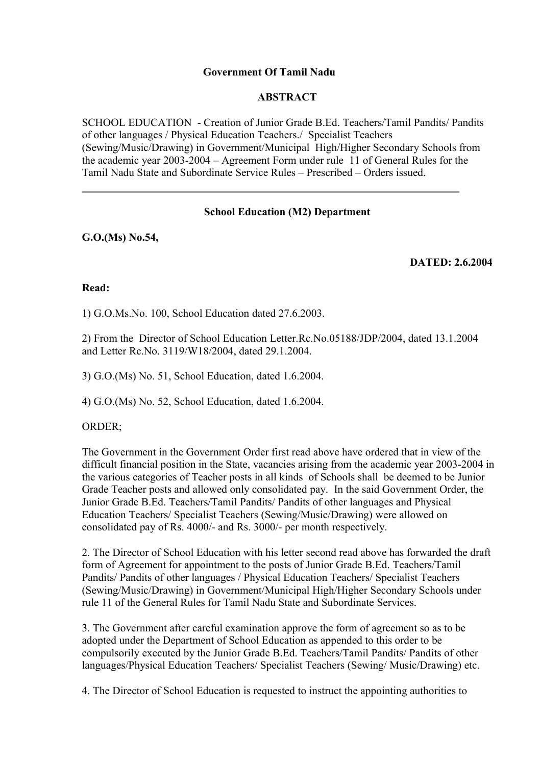**Government Of Tamil Nadu**

**ABSTRACT**

SCHOOL EDUCATION - Creation of Junior Grade B.Ed. Teachers/Tamil Pandits/ Pandits of other languages / Physical Education Teachers./ Specialist Teachers (Sewing/Music/Drawing) in Government/Municipal High/Higher Secondary Schools from the academic year 2003-2004 – Agreement Form under rule 11 of General Rules for the Tamil Nadu State and Subordinate Service Rules – Prescribed – Orders issued.

---

**School Education (M2) Department**

**G.O.(Ms) No.54,**

**DATED: 2.6.2004**

**Read:**

1) G.O.Ms.No. 100, School Education dated 27.6.2003.

2) From the Director of School Education Letter.Rc.No.05188/JDP/2004, dated 13.1.2004 and Letter Rc.No. 3119/W18/2004, dated 29.1.2004.

3) G.O.(Ms) No. 51, School Education, dated 1.6.2004.

4) G.O.(Ms) No. 52, School Education, dated 1.6.2004.

ORDER;

The Government in the Government Order first read above have ordered that in view of the difficult financial position in the State, vacancies arising from the academic year 2003-2004 in the various categories of Teacher posts in all kinds of Schools shall be deemed to be Junior Grade Teacher posts and allowed only consolidated pay. In the said Government Order, the Junior Grade B.Ed. Teachers/Tamil Pandits/ Pandits of other languages and Physical Education Teachers/ Specialist Teachers (Sewing/Music/Drawing) were allowed on consolidated pay of Rs. 4000/- and Rs. 3000/- per month respectively.

2. The Director of School Education with his letter second read above has forwarded the draft form of Agreement for appointment to the posts of Junior Grade B.Ed. Teachers/Tamil Pandits/ Pandits of other languages / Physical Education Teachers/ Specialist Teachers (Sewing/Music/Drawing) in Government/Municipal High/Higher Secondary Schools under rule 11 of the General Rules for Tamil Nadu State and Subordinate Services.

3. The Government after careful examination approve the form of agreement so as to be adopted under the Department of School Education as appended to this order to be compulsorily executed by the Junior Grade B.Ed. Teachers/Tamil Pandits/ Pandits of other languages/Physical Education Teachers/ Specialist Teachers (Sewing/ Music/Drawing) etc.

4. The Director of School Education is requested to instruct the appointing authorities to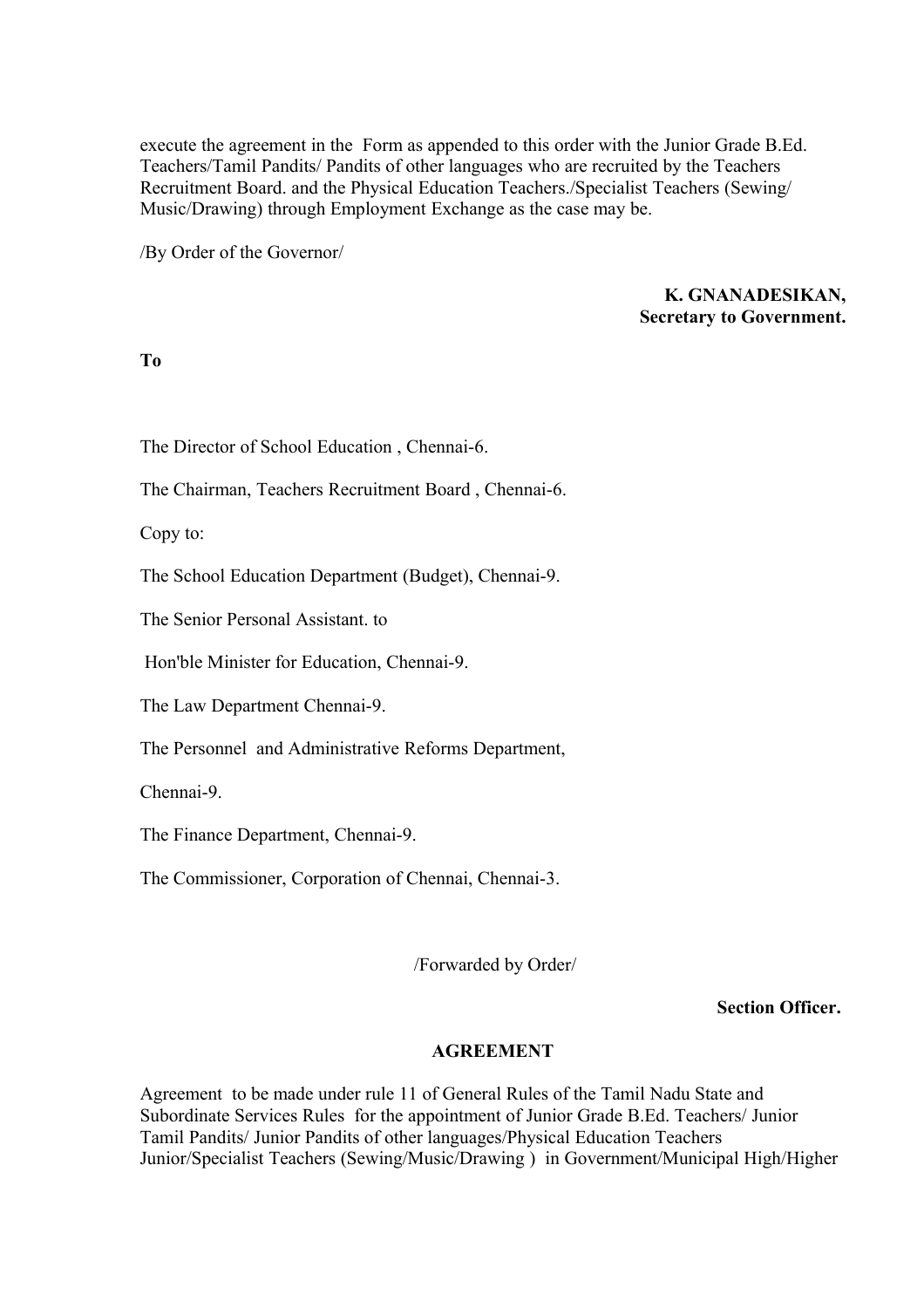execute the agreement in the Form as appended to this order with the Junior Grade B.Ed. Teachers/Tamil Pandits/ Pandits of other languages who are recruited by the Teachers Recruitment Board. and the Physical Education Teachers./Specialist Teachers (Sewing/ Music/Drawing) through Employment Exchange as the case may be.

/By Order of the Governor/

**K. GNANADESIKAN,**
**Secretary to Government.**

**To**

The Director of School Education , Chennai-6.

The Chairman, Teachers Recruitment Board , Chennai-6.

Copy to:

The School Education Department (Budget), Chennai-9.

The Senior Personal Assistant. to

Hon'ble Minister for Education, Chennai-9.

The Law Department Chennai-9.

The Personnel and Administrative Reforms Department,

Chennai-9.

The Finance Department, Chennai-9.

The Commissioner, Corporation of Chennai, Chennai-3.

/Forwarded by Order/

**Section Officer.**

**AGREEMENT**

Agreement to be made under rule 11 of General Rules of the Tamil Nadu State and Subordinate Services Rules for the appointment of Junior Grade B.Ed. Teachers/ Junior Tamil Pandits/ Junior Pandits of other languages/Physical Education Teachers Junior/Specialist Teachers (Sewing/Music/Drawing ) in Government/Municipal High/Higher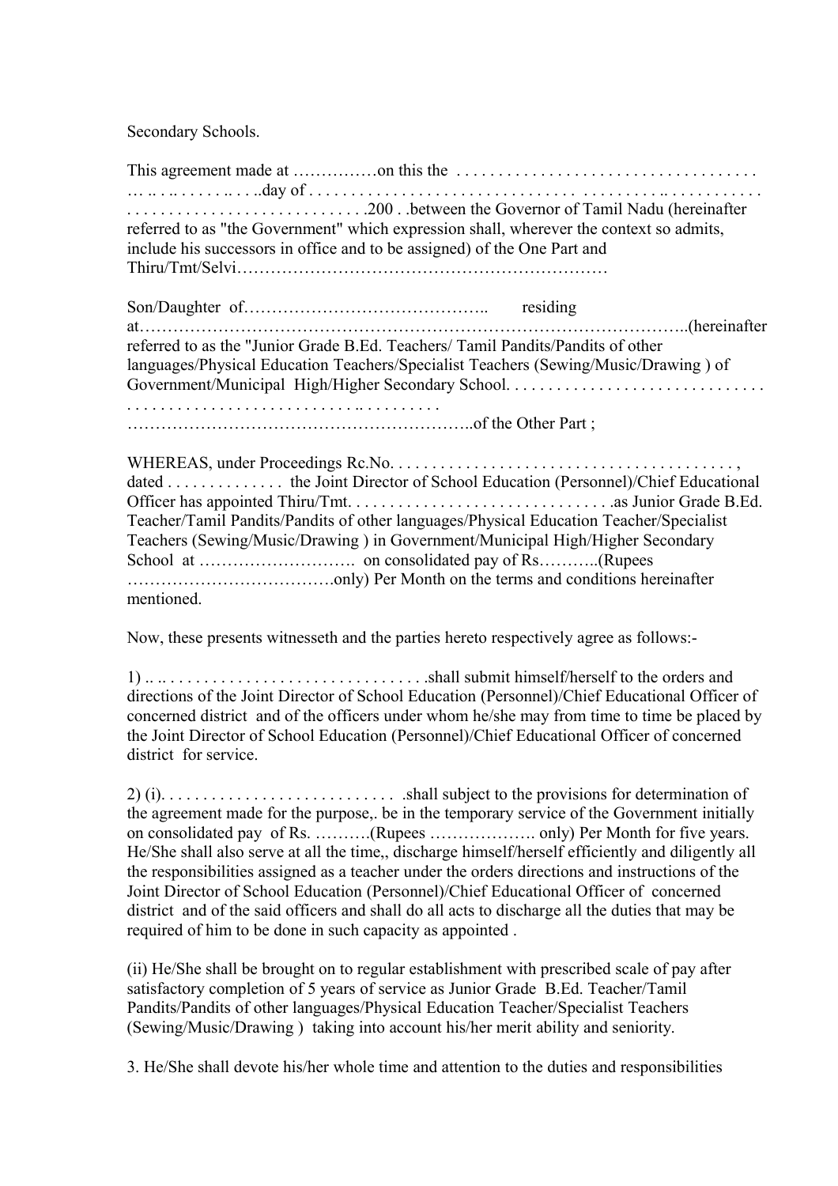Secondary Schools.

This agreement made at ……………on this the . . . . . . . . . . . . . . . . . . . . . . . . . . . . . . . . . . . … .. . .. . . . . . .. . . ..day of . . . . . . . . . . . . . . . . . . . . . . . . . . . . . . . . . . . . . . . . .. . . . . . . . . . . . . . . . . . . . . . . . . . . . . . . . . . . . . . . . . . . .200 . .between the Governor of Tamil Nadu (hereinafter referred to as "the Government" which expression shall, wherever the context so admits, include his successors in office and to be assigned) of the One Part and Thiru/Tmt/Selvi…………………………………………………………

Son/Daughter of…………………………………….. residing at……………………………………………………………………………………..(hereinafter referred to as the "Junior Grade B.Ed. Teachers/ Tamil Pandits/Pandits of other languages/Physical Education Teachers/Specialist Teachers (Sewing/Music/Drawing ) of Government/Municipal High/Higher Secondary School. . . . . . . . . . . . . . . . . . . . . . . . . . . . . . . . . . . . . . . . . . . . . . . . . . . . . . . . . . . .. . . . . . . . . . ……………………………………………………..of the Other Part ;

WHEREAS, under Proceedings Rc.No. . . . . . . . . . . . . . . . . . . . . . . . . . . . . . . . . . . . . . . . . . , dated . . . . . . . . . . . . . the Joint Director of School Education (Personnel)/Chief Educational Officer has appointed Thiru/Tmt. . . . . . . . . . . . . . . . . . . . . . . . . . . . . . . . .as Junior Grade B.Ed. Teacher/Tamil Pandits/Pandits of other languages/Physical Education Teacher/Specialist Teachers (Sewing/Music/Drawing ) in Government/Municipal High/Higher Secondary School at ………………………. on consolidated pay of Rs………..(Rupees ……………………………….only) Per Month on the terms and conditions hereinafter mentioned.

Now, these presents witnesseth and the parties hereto respectively agree as follows:-

1) .. .. . . . . . . . . . . . . . . . . . . . . . . . . . . . . . . .shall submit himself/herself to the orders and directions of the Joint Director of School Education (Personnel)/Chief Educational Officer of concerned district and of the officers under whom he/she may from time to time be placed by the Joint Director of School Education (Personnel)/Chief Educational Officer of concerned district for service.

2) (i). . . . . . . . . . . . . . . . . . . . . . . . . . . .shall subject to the provisions for determination of the agreement made for the purpose,. be in the temporary service of the Government initially on consolidated pay of Rs. ……….(Rupees ………………. only) Per Month for five years. He/She shall also serve at all the time,, discharge himself/herself efficiently and diligently all the responsibilities assigned as a teacher under the orders directions and instructions of the Joint Director of School Education (Personnel)/Chief Educational Officer of concerned district and of the said officers and shall do all acts to discharge all the duties that may be required of him to be done in such capacity as appointed .

(ii) He/She shall be brought on to regular establishment with prescribed scale of pay after satisfactory completion of 5 years of service as Junior Grade B.Ed. Teacher/Tamil Pandits/Pandits of other languages/Physical Education Teacher/Specialist Teachers (Sewing/Music/Drawing ) taking into account his/her merit ability and seniority.

3. He/She shall devote his/her whole time and attention to the duties and responsibilities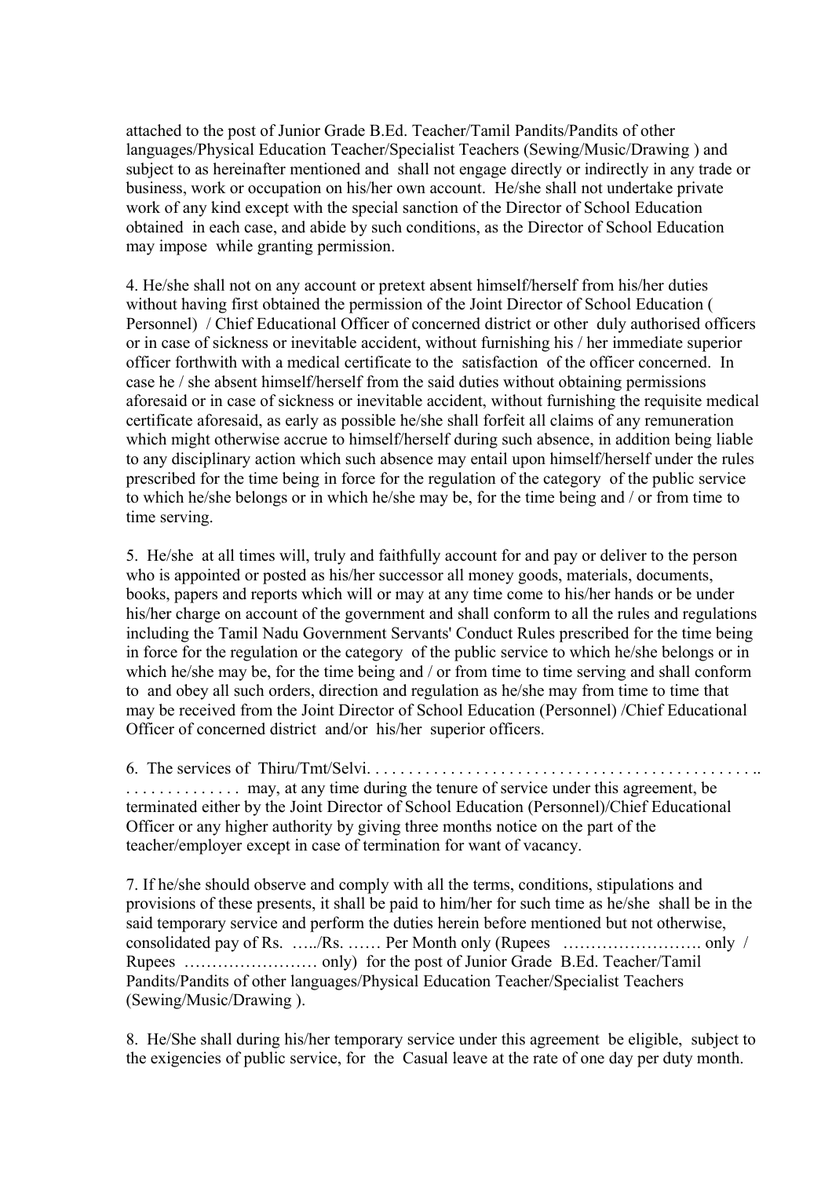attached to the post of Junior Grade B.Ed. Teacher/Tamil Pandits/Pandits of other languages/Physical Education Teacher/Specialist Teachers (Sewing/Music/Drawing ) and subject to as hereinafter mentioned and shall not engage directly or indirectly in any trade or business, work or occupation on his/her own account. He/she shall not undertake private work of any kind except with the special sanction of the Director of School Education obtained in each case, and abide by such conditions, as the Director of School Education may impose while granting permission.

4. He/she shall not on any account or pretext absent himself/herself from his/her duties without having first obtained the permission of the Joint Director of School Education ( Personnel) / Chief Educational Officer of concerned district or other duly authorised officers or in case of sickness or inevitable accident, without furnishing his / her immediate superior officer forthwith with a medical certificate to the satisfaction of the officer concerned. In case he / she absent himself/herself from the said duties without obtaining permissions aforesaid or in case of sickness or inevitable accident, without furnishing the requisite medical certificate aforesaid, as early as possible he/she shall forfeit all claims of any remuneration which might otherwise accrue to himself/herself during such absence, in addition being liable to any disciplinary action which such absence may entail upon himself/herself under the rules prescribed for the time being in force for the regulation of the category of the public service to which he/she belongs or in which he/she may be, for the time being and / or from time to time serving.

5. He/she at all times will, truly and faithfully account for and pay or deliver to the person who is appointed or posted as his/her successor all money goods, materials, documents, books, papers and reports which will or may at any time come to his/her hands or be under his/her charge on account of the government and shall conform to all the rules and regulations including the Tamil Nadu Government Servants' Conduct Rules prescribed for the time being in force for the regulation or the category of the public service to which he/she belongs or in which he/she may be, for the time being and / or from time to time serving and shall conform to and obey all such orders, direction and regulation as he/she may from time to time that may be received from the Joint Director of School Education (Personnel) /Chief Educational Officer of concerned district and/or his/her superior officers.

6. The services of Thiru/Tmt/Selvi. . . . . . . . . . . . . . . . . . . . . . . . . . . . . . . . . . . . . . . . . . . . . . .. . . . . . . . . . . . . . . may, at any time during the tenure of service under this agreement, be terminated either by the Joint Director of School Education (Personnel)/Chief Educational Officer or any higher authority by giving three months notice on the part of the teacher/employer except in case of termination for want of vacancy.

7. If he/she should observe and comply with all the terms, conditions, stipulations and provisions of these presents, it shall be paid to him/her for such time as he/she shall be in the said temporary service and perform the duties herein before mentioned but not otherwise, consolidated pay of Rs. …../Rs. …… Per Month only (Rupees ……………………. only / Rupees …………………… only) for the post of Junior Grade B.Ed. Teacher/Tamil Pandits/Pandits of other languages/Physical Education Teacher/Specialist Teachers (Sewing/Music/Drawing ).

8. He/She shall during his/her temporary service under this agreement be eligible, subject to the exigencies of public service, for the Casual leave at the rate of one day per duty month.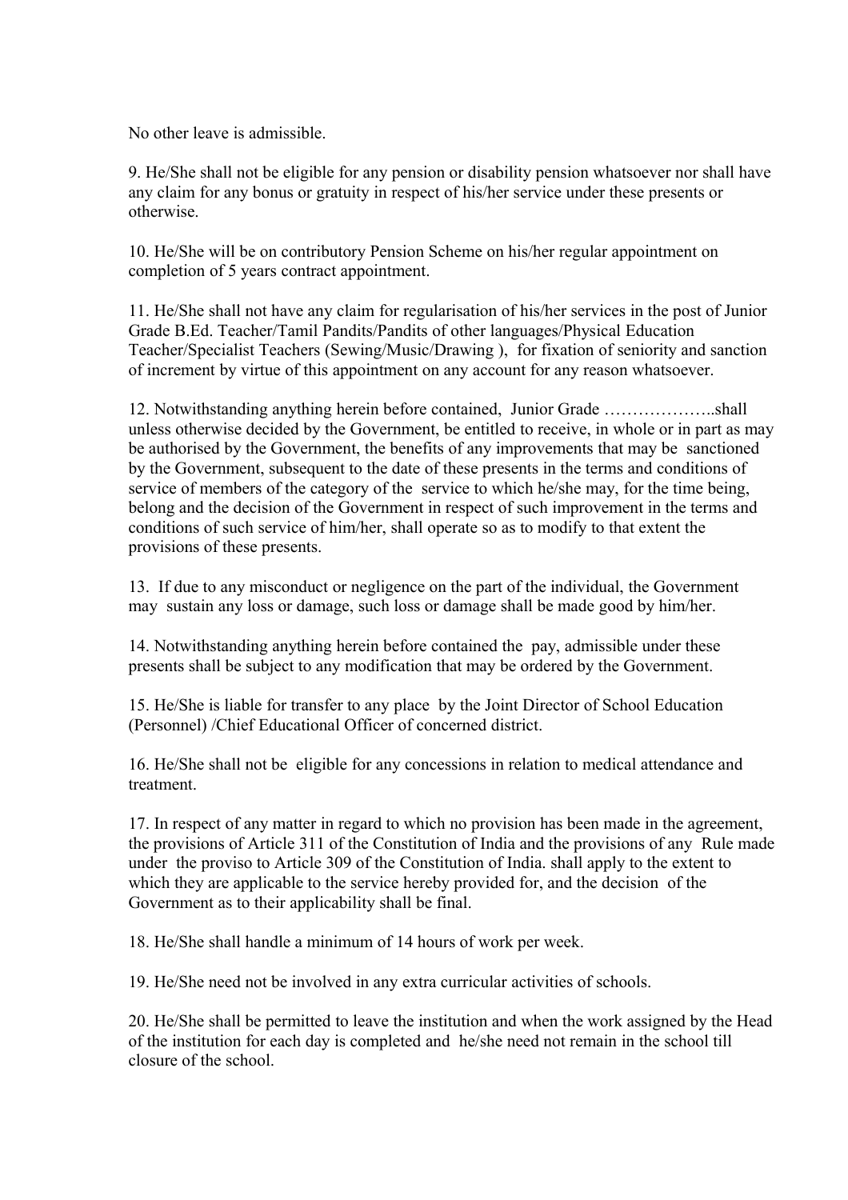No other leave is admissible.

9. He/She shall not be eligible for any pension or disability pension whatsoever nor shall have any claim for any bonus or gratuity in respect of his/her service under these presents or otherwise.

10. He/She will be on contributory Pension Scheme on his/her regular appointment on completion of 5 years contract appointment.

11. He/She shall not have any claim for regularisation of his/her services in the post of Junior Grade B.Ed. Teacher/Tamil Pandits/Pandits of other languages/Physical Education Teacher/Specialist Teachers (Sewing/Music/Drawing ), for fixation of seniority and sanction of increment by virtue of this appointment on any account for any reason whatsoever.

12. Notwithstanding anything herein before contained, Junior Grade ………………..shall unless otherwise decided by the Government, be entitled to receive, in whole or in part as may be authorised by the Government, the benefits of any improvements that may be sanctioned by the Government, subsequent to the date of these presents in the terms and conditions of service of members of the category of the service to which he/she may, for the time being, belong and the decision of the Government in respect of such improvement in the terms and conditions of such service of him/her, shall operate so as to modify to that extent the provisions of these presents.

13. If due to any misconduct or negligence on the part of the individual, the Government may sustain any loss or damage, such loss or damage shall be made good by him/her.

14. Notwithstanding anything herein before contained the pay, admissible under these presents shall be subject to any modification that may be ordered by the Government.

15. He/She is liable for transfer to any place by the Joint Director of School Education (Personnel) /Chief Educational Officer of concerned district.

16. He/She shall not be eligible for any concessions in relation to medical attendance and treatment.

17. In respect of any matter in regard to which no provision has been made in the agreement, the provisions of Article 311 of the Constitution of India and the provisions of any Rule made under the proviso to Article 309 of the Constitution of India. shall apply to the extent to which they are applicable to the service hereby provided for, and the decision of the Government as to their applicability shall be final.

18. He/She shall handle a minimum of 14 hours of work per week.

19. He/She need not be involved in any extra curricular activities of schools.

20. He/She shall be permitted to leave the institution and when the work assigned by the Head of the institution for each day is completed and he/she need not remain in the school till closure of the school.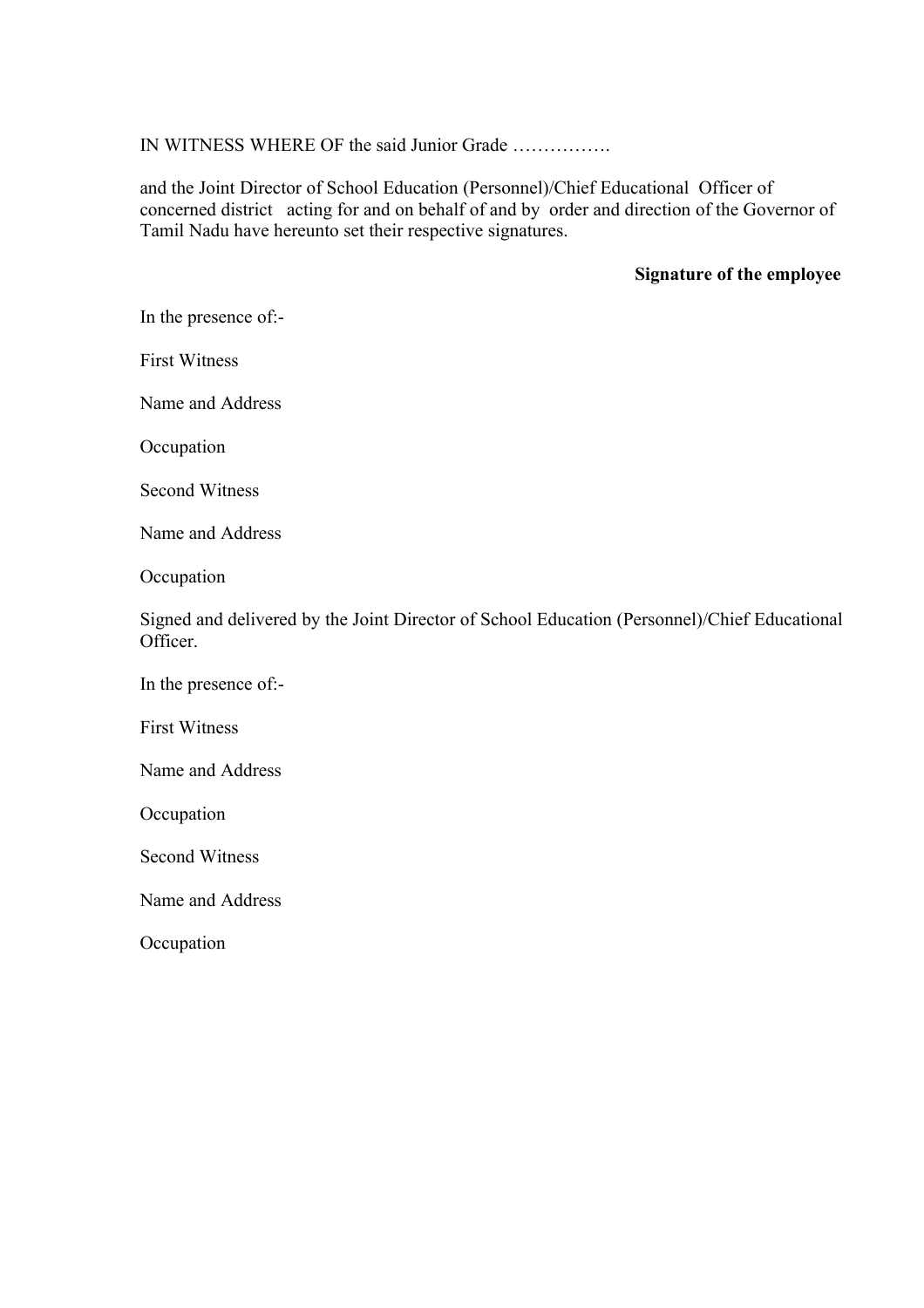IN WITNESS WHERE OF the said Junior Grade …………….

and the Joint Director of School Education (Personnel)/Chief Educational Officer of concerned district acting for and on behalf of and by order and direction of the Governor of Tamil Nadu have hereunto set their respective signatures.

**Signature of the employee**

In the presence of:-

First Witness

Name and Address

Occupation

Second Witness

Name and Address

Occupation

Signed and delivered by the Joint Director of School Education (Personnel)/Chief Educational Officer.

In the presence of:-

First Witness

Name and Address

Occupation

Second Witness

Name and Address

Occupation